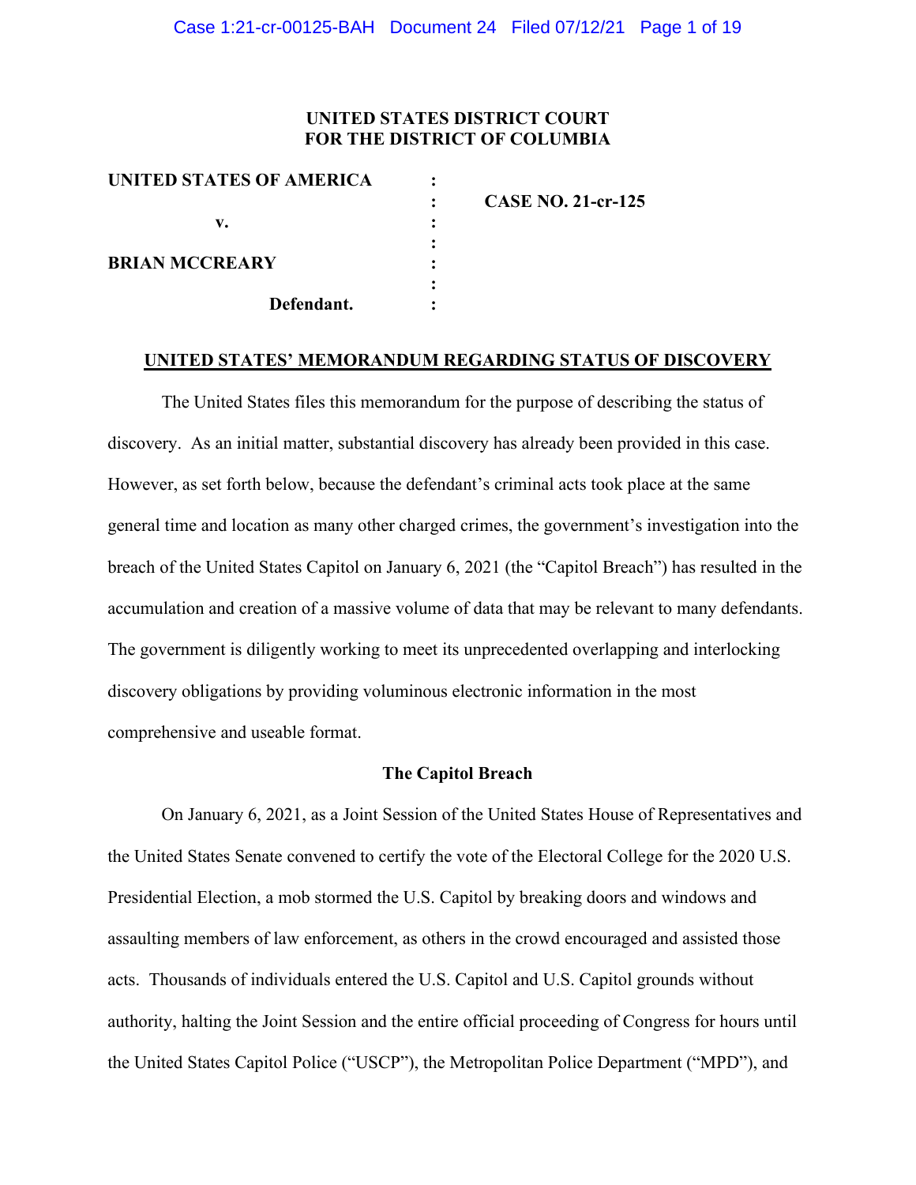**UNITED STATES DISTRICT COURT**
**FOR THE DISTRICT OF COLUMBIA**

| | | |
|---|---|---|
| **UNITED STATES OF AMERICA** | : | |
| | : | **CASE NO. 21-cr-125** |
| **v.** | : | |
| | : | |
| **BRIAN MCCREARY** | : | |
| | : | |
| **Defendant.** | : | |

## UNITED STATES' MEMORANDUM REGARDING STATUS OF DISCOVERY

The United States files this memorandum for the purpose of describing the status of discovery. As an initial matter, substantial discovery has already been provided in this case. However, as set forth below, because the defendant's criminal acts took place at the same general time and location as many other charged crimes, the government's investigation into the breach of the United States Capitol on January 6, 2021 (the "Capitol Breach") has resulted in the accumulation and creation of a massive volume of data that may be relevant to many defendants. The government is diligently working to meet its unprecedented overlapping and interlocking discovery obligations by providing voluminous electronic information in the most comprehensive and useable format.

### The Capitol Breach

On January 6, 2021, as a Joint Session of the United States House of Representatives and the United States Senate convened to certify the vote of the Electoral College for the 2020 U.S. Presidential Election, a mob stormed the U.S. Capitol by breaking doors and windows and assaulting members of law enforcement, as others in the crowd encouraged and assisted those acts. Thousands of individuals entered the U.S. Capitol and U.S. Capitol grounds without authority, halting the Joint Session and the entire official proceeding of Congress for hours until the United States Capitol Police ("USCP"), the Metropolitan Police Department ("MPD"), and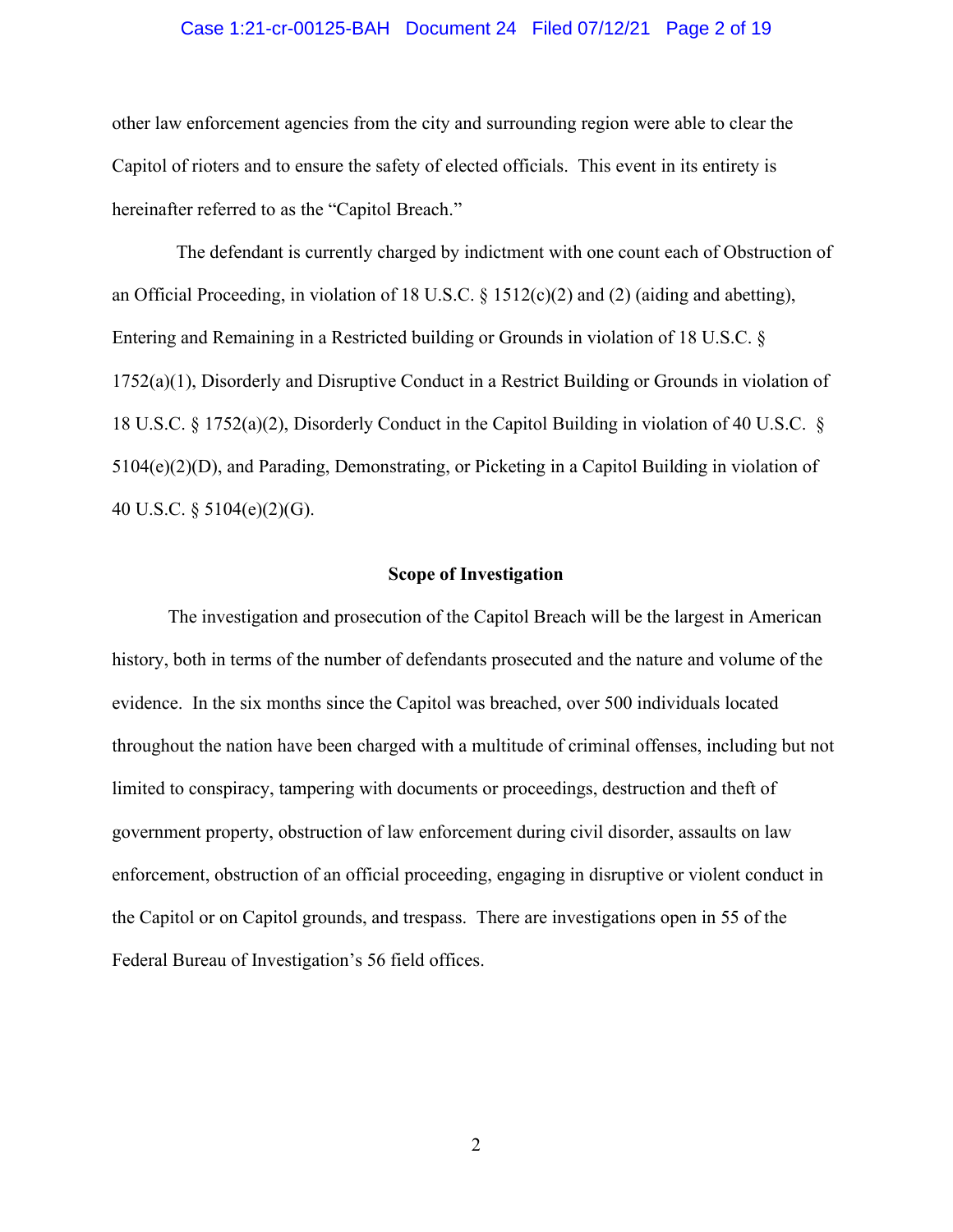other law enforcement agencies from the city and surrounding region were able to clear the Capitol of rioters and to ensure the safety of elected officials. This event in its entirety is hereinafter referred to as the "Capitol Breach."

The defendant is currently charged by indictment with one count each of Obstruction of an Official Proceeding, in violation of 18 U.S.C. § 1512(c)(2) and (2) (aiding and abetting), Entering and Remaining in a Restricted building or Grounds in violation of 18 U.S.C. § 1752(a)(1), Disorderly and Disruptive Conduct in a Restrict Building or Grounds in violation of 18 U.S.C. § 1752(a)(2), Disorderly Conduct in the Capitol Building in violation of 40 U.S.C. § 5104(e)(2)(D), and Parading, Demonstrating, or Picketing in a Capitol Building in violation of 40 U.S.C. § 5104(e)(2)(G).

**Scope of Investigation**

The investigation and prosecution of the Capitol Breach will be the largest in American history, both in terms of the number of defendants prosecuted and the nature and volume of the evidence. In the six months since the Capitol was breached, over 500 individuals located throughout the nation have been charged with a multitude of criminal offenses, including but not limited to conspiracy, tampering with documents or proceedings, destruction and theft of government property, obstruction of law enforcement during civil disorder, assaults on law enforcement, obstruction of an official proceeding, engaging in disruptive or violent conduct in the Capitol or on Capitol grounds, and trespass. There are investigations open in 55 of the Federal Bureau of Investigation's 56 field offices.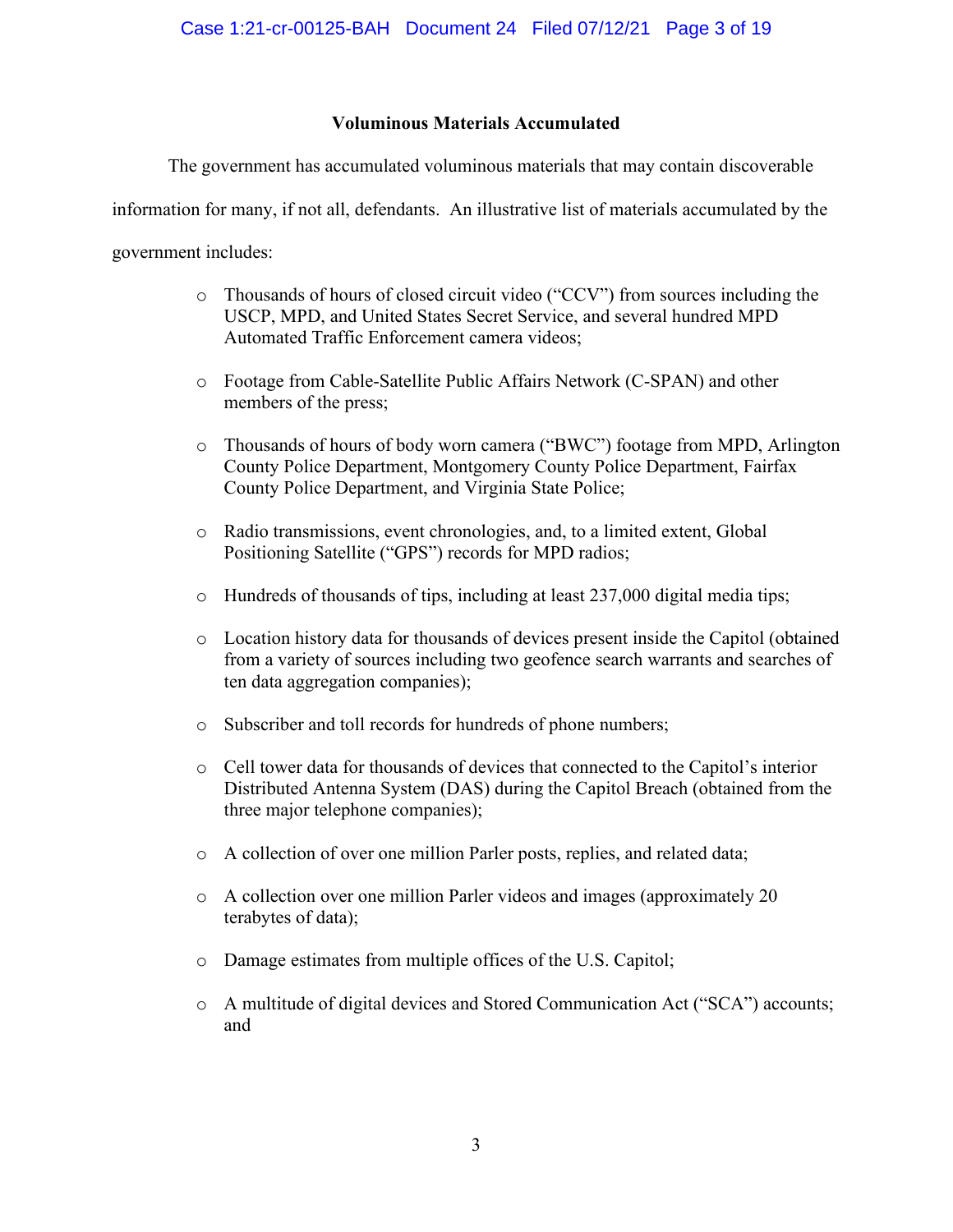**Voluminous Materials Accumulated**

The government has accumulated voluminous materials that may contain discoverable information for many, if not all, defendants. An illustrative list of materials accumulated by the government includes:

- Thousands of hours of closed circuit video ("CCV") from sources including the USCP, MPD, and United States Secret Service, and several hundred MPD Automated Traffic Enforcement camera videos;
- Footage from Cable-Satellite Public Affairs Network (C-SPAN) and other members of the press;
- Thousands of hours of body worn camera ("BWC") footage from MPD, Arlington County Police Department, Montgomery County Police Department, Fairfax County Police Department, and Virginia State Police;
- Radio transmissions, event chronologies, and, to a limited extent, Global Positioning Satellite ("GPS") records for MPD radios;
- Hundreds of thousands of tips, including at least 237,000 digital media tips;
- Location history data for thousands of devices present inside the Capitol (obtained from a variety of sources including two geofence search warrants and searches of ten data aggregation companies);
- Subscriber and toll records for hundreds of phone numbers;
- Cell tower data for thousands of devices that connected to the Capitol's interior Distributed Antenna System (DAS) during the Capitol Breach (obtained from the three major telephone companies);
- A collection of over one million Parler posts, replies, and related data;
- A collection over one million Parler videos and images (approximately 20 terabytes of data);
- Damage estimates from multiple offices of the U.S. Capitol;
- A multitude of digital devices and Stored Communication Act ("SCA") accounts; and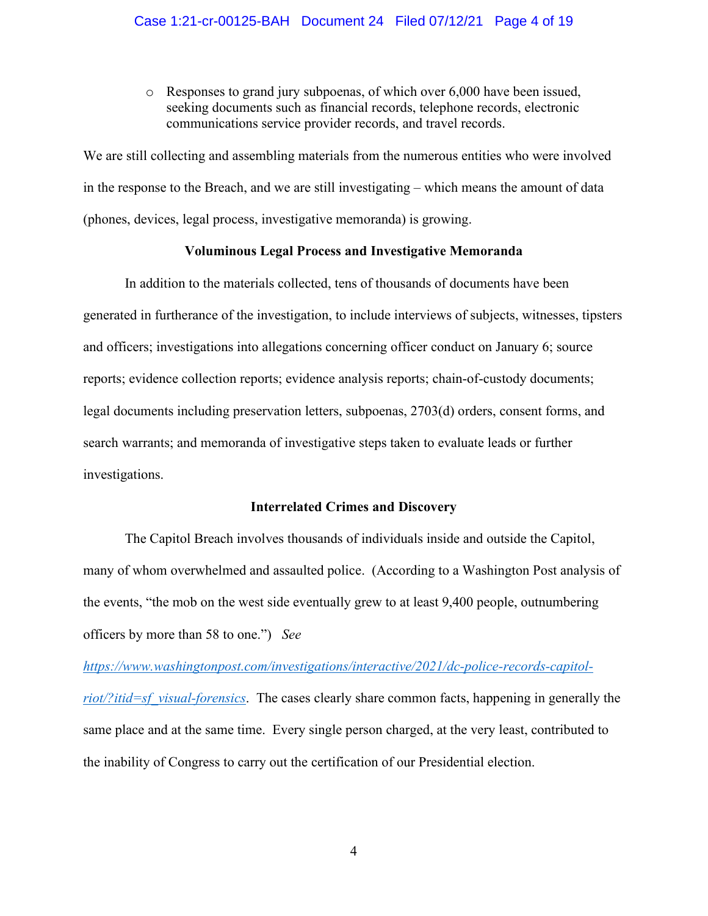- Responses to grand jury subpoenas, of which over 6,000 have been issued, seeking documents such as financial records, telephone records, electronic communications service provider records, and travel records.

We are still collecting and assembling materials from the numerous entities who were involved in the response to the Breach, and we are still investigating – which means the amount of data (phones, devices, legal process, investigative memoranda) is growing.

**Voluminous Legal Process and Investigative Memoranda**

In addition to the materials collected, tens of thousands of documents have been generated in furtherance of the investigation, to include interviews of subjects, witnesses, tipsters and officers; investigations into allegations concerning officer conduct on January 6; source reports; evidence collection reports; evidence analysis reports; chain-of-custody documents; legal documents including preservation letters, subpoenas, 2703(d) orders, consent forms, and search warrants; and memoranda of investigative steps taken to evaluate leads or further investigations.

**Interrelated Crimes and Discovery**

The Capitol Breach involves thousands of individuals inside and outside the Capitol, many of whom overwhelmed and assaulted police. (According to a Washington Post analysis of the events, "the mob on the west side eventually grew to at least 9,400 people, outnumbering officers by more than 58 to one.") *See* https://www.washingtonpost.com/investigations/interactive/2021/dc-police-records-capitol-riot/?itid=sf_visual-forensics. The cases clearly share common facts, happening in generally the same place and at the same time. Every single person charged, at the very least, contributed to the inability of Congress to carry out the certification of our Presidential election.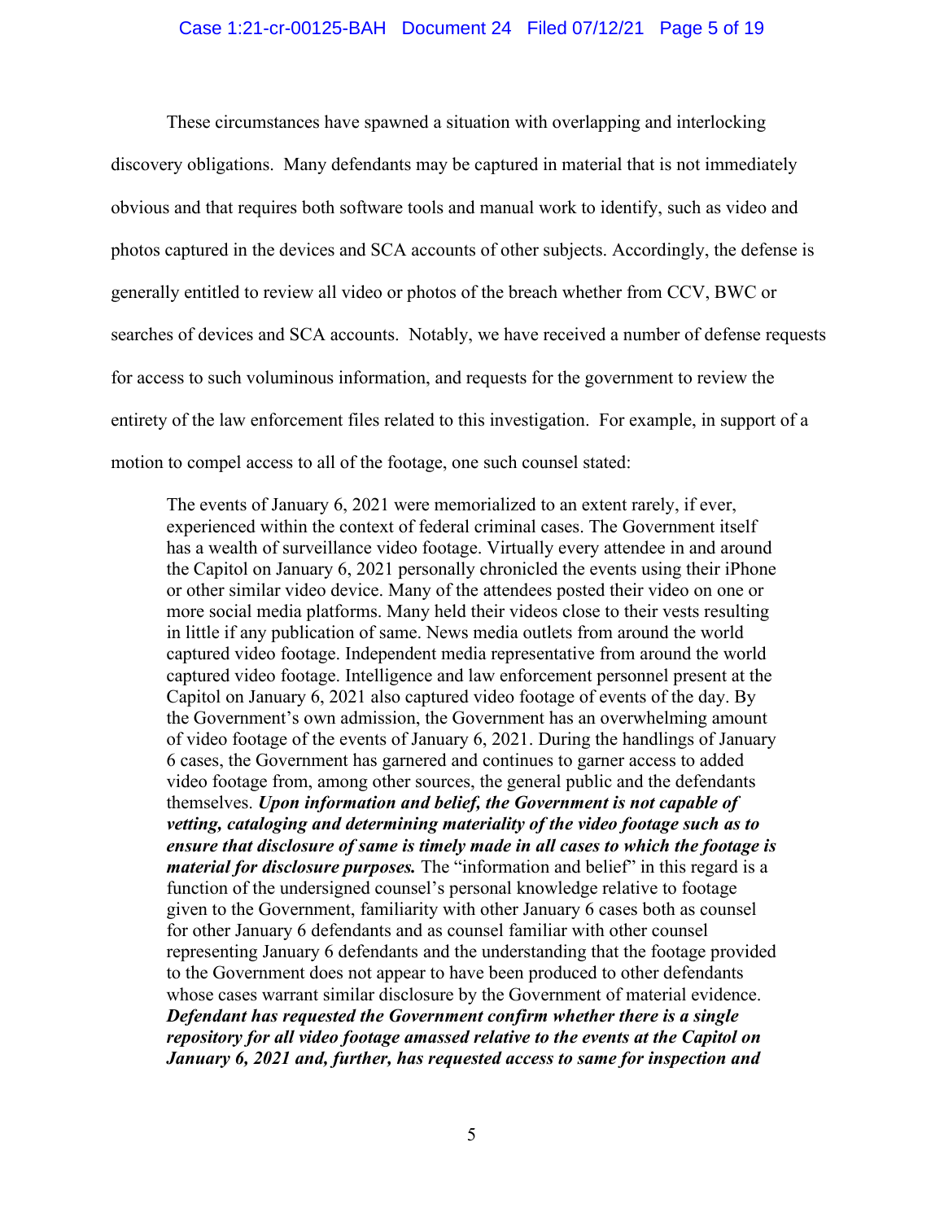These circumstances have spawned a situation with overlapping and interlocking discovery obligations. Many defendants may be captured in material that is not immediately obvious and that requires both software tools and manual work to identify, such as video and photos captured in the devices and SCA accounts of other subjects. Accordingly, the defense is generally entitled to review all video or photos of the breach whether from CCV, BWC or searches of devices and SCA accounts. Notably, we have received a number of defense requests for access to such voluminous information, and requests for the government to review the entirety of the law enforcement files related to this investigation. For example, in support of a motion to compel access to all of the footage, one such counsel stated:

> The events of January 6, 2021 were memorialized to an extent rarely, if ever, experienced within the context of federal criminal cases. The Government itself has a wealth of surveillance video footage. Virtually every attendee in and around the Capitol on January 6, 2021 personally chronicled the events using their iPhone or other similar video device. Many of the attendees posted their video on one or more social media platforms. Many held their videos close to their vests resulting in little if any publication of same. News media outlets from around the world captured video footage. Independent media representative from around the world captured video footage. Intelligence and law enforcement personnel present at the Capitol on January 6, 2021 also captured video footage of events of the day. By the Government's own admission, the Government has an overwhelming amount of video footage of the events of January 6, 2021. During the handlings of January 6 cases, the Government has garnered and continues to garner access to added video footage from, among other sources, the general public and the defendants themselves. ***Upon information and belief, the Government is not capable of vetting, cataloging and determining materiality of the video footage such as to ensure that disclosure of same is timely made in all cases to which the footage is material for disclosure purposes.*** The "information and belief" in this regard is a function of the undersigned counsel's personal knowledge relative to footage given to the Government, familiarity with other January 6 cases both as counsel for other January 6 defendants and as counsel familiar with other counsel representing January 6 defendants and the understanding that the footage provided to the Government does not appear to have been produced to other defendants whose cases warrant similar disclosure by the Government of material evidence. ***Defendant has requested the Government confirm whether there is a single repository for all video footage amassed relative to the events at the Capitol on January 6, 2021 and, further, has requested access to same for inspection and***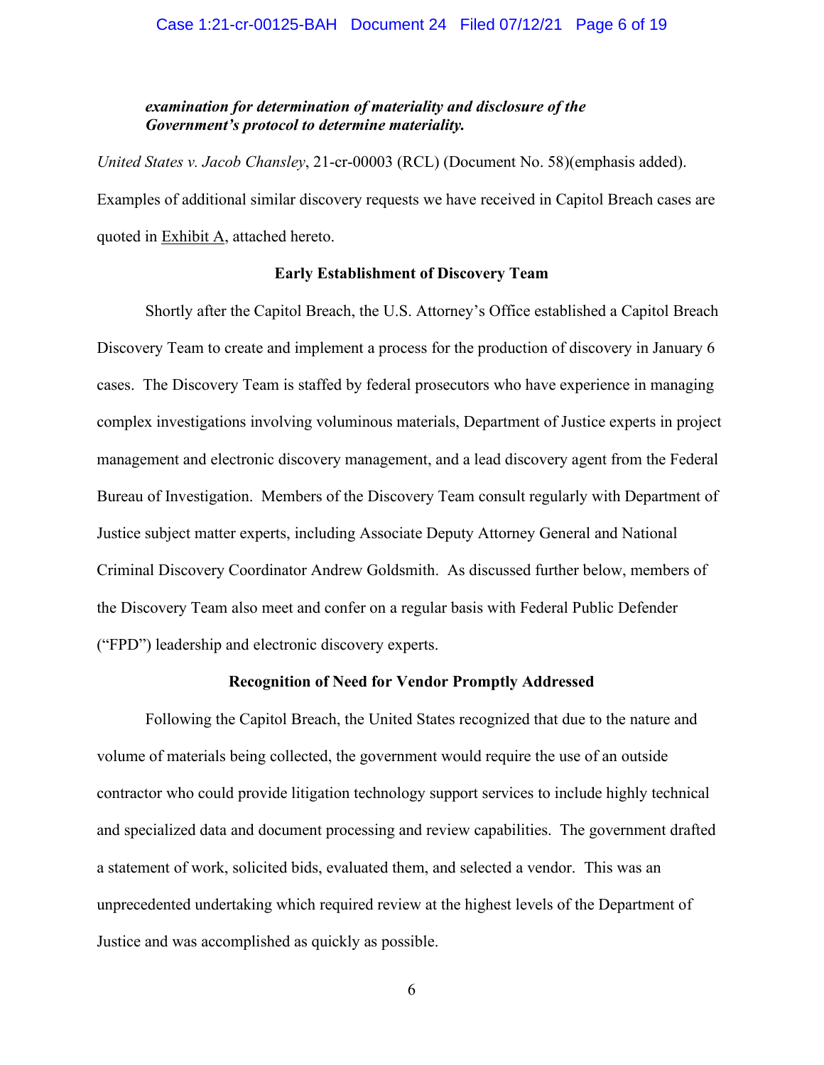***examination for determination of materiality and disclosure of the Government's protocol to determine materiality.***

*United States v. Jacob Chansley*, 21-cr-00003 (RCL) (Document No. 58)(emphasis added). Examples of additional similar discovery requests we have received in Capitol Breach cases are quoted in Exhibit A, attached hereto.

**Early Establishment of Discovery Team**

Shortly after the Capitol Breach, the U.S. Attorney's Office established a Capitol Breach Discovery Team to create and implement a process for the production of discovery in January 6 cases. The Discovery Team is staffed by federal prosecutors who have experience in managing complex investigations involving voluminous materials, Department of Justice experts in project management and electronic discovery management, and a lead discovery agent from the Federal Bureau of Investigation. Members of the Discovery Team consult regularly with Department of Justice subject matter experts, including Associate Deputy Attorney General and National Criminal Discovery Coordinator Andrew Goldsmith. As discussed further below, members of the Discovery Team also meet and confer on a regular basis with Federal Public Defender ("FPD") leadership and electronic discovery experts.

**Recognition of Need for Vendor Promptly Addressed**

Following the Capitol Breach, the United States recognized that due to the nature and volume of materials being collected, the government would require the use of an outside contractor who could provide litigation technology support services to include highly technical and specialized data and document processing and review capabilities. The government drafted a statement of work, solicited bids, evaluated them, and selected a vendor. This was an unprecedented undertaking which required review at the highest levels of the Department of Justice and was accomplished as quickly as possible.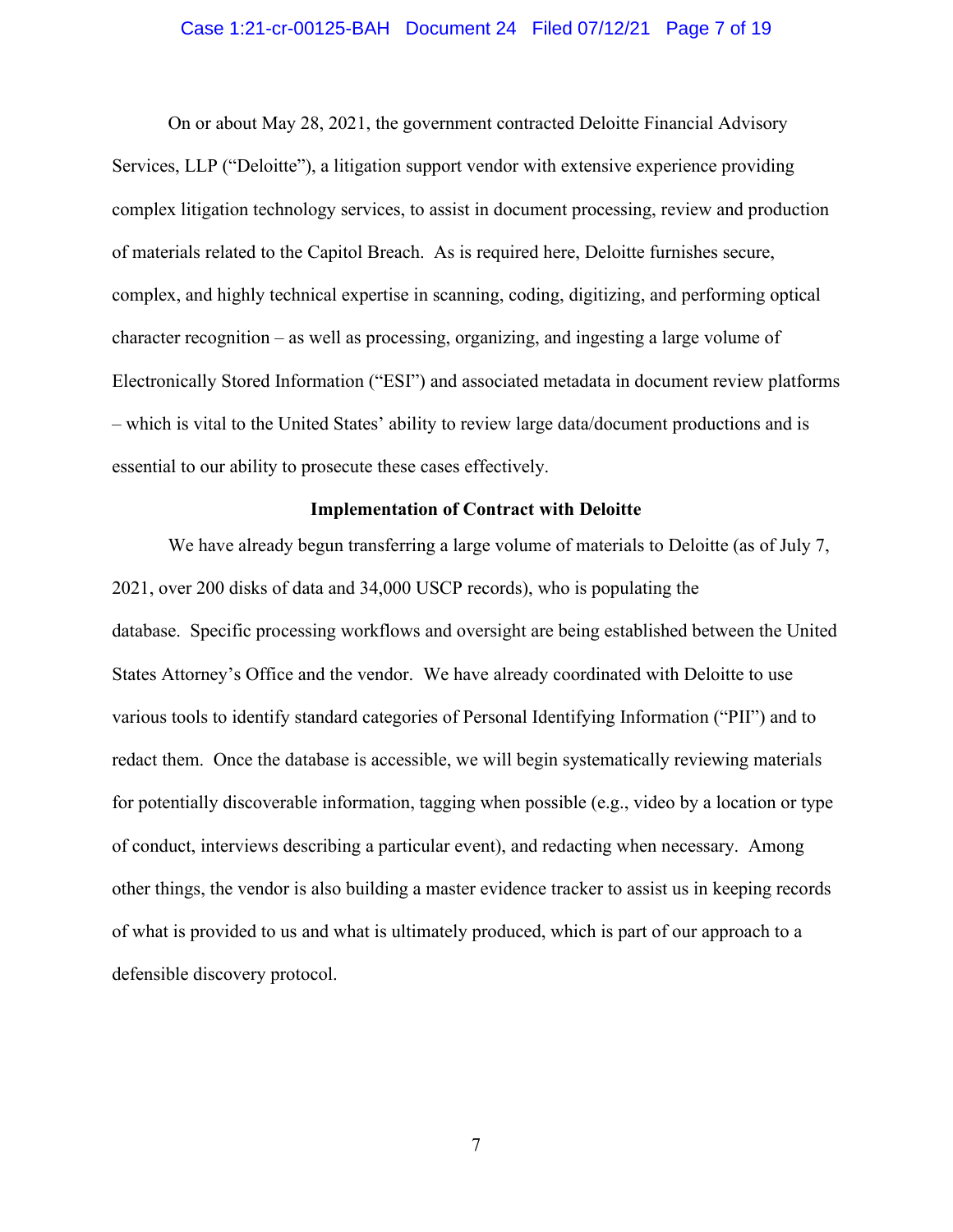On or about May 28, 2021, the government contracted Deloitte Financial Advisory Services, LLP ("Deloitte"), a litigation support vendor with extensive experience providing complex litigation technology services, to assist in document processing, review and production of materials related to the Capitol Breach. As is required here, Deloitte furnishes secure, complex, and highly technical expertise in scanning, coding, digitizing, and performing optical character recognition – as well as processing, organizing, and ingesting a large volume of Electronically Stored Information ("ESI") and associated metadata in document review platforms – which is vital to the United States' ability to review large data/document productions and is essential to our ability to prosecute these cases effectively.

**Implementation of Contract with Deloitte**

We have already begun transferring a large volume of materials to Deloitte (as of July 7, 2021, over 200 disks of data and 34,000 USCP records), who is populating the database. Specific processing workflows and oversight are being established between the United States Attorney's Office and the vendor. We have already coordinated with Deloitte to use various tools to identify standard categories of Personal Identifying Information ("PII") and to redact them. Once the database is accessible, we will begin systematically reviewing materials for potentially discoverable information, tagging when possible (e.g., video by a location or type of conduct, interviews describing a particular event), and redacting when necessary. Among other things, the vendor is also building a master evidence tracker to assist us in keeping records of what is provided to us and what is ultimately produced, which is part of our approach to a defensible discovery protocol.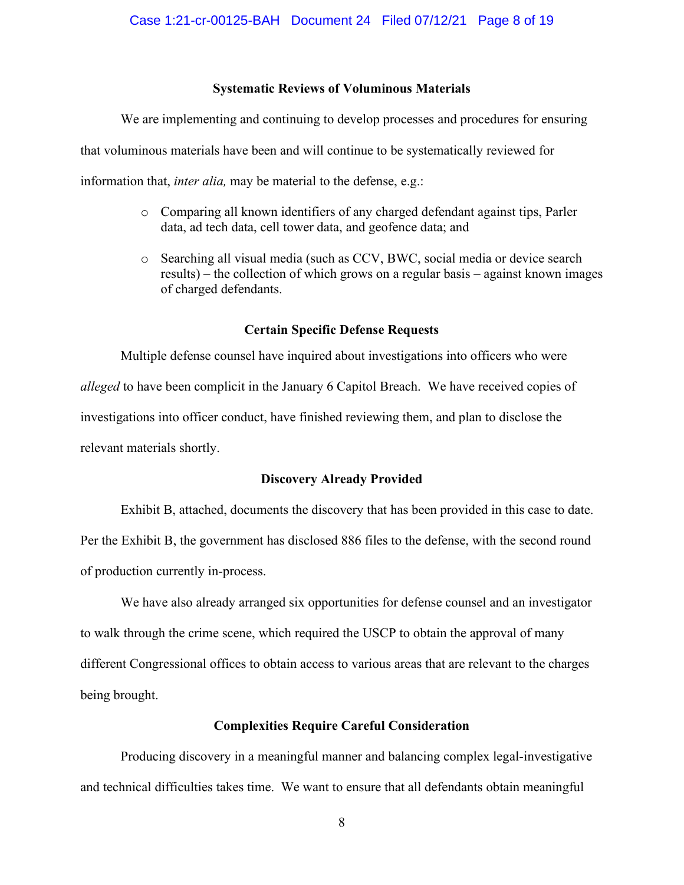### Systematic Reviews of Voluminous Materials

We are implementing and continuing to develop processes and procedures for ensuring that voluminous materials have been and will continue to be systematically reviewed for information that, *inter alia,* may be material to the defense, e.g.:

- Comparing all known identifiers of any charged defendant against tips, Parler data, ad tech data, cell tower data, and geofence data; and
- Searching all visual media (such as CCV, BWC, social media or device search results) – the collection of which grows on a regular basis – against known images of charged defendants.

### Certain Specific Defense Requests

Multiple defense counsel have inquired about investigations into officers who were *alleged* to have been complicit in the January 6 Capitol Breach. We have received copies of investigations into officer conduct, have finished reviewing them, and plan to disclose the relevant materials shortly.

### Discovery Already Provided

Exhibit B, attached, documents the discovery that has been provided in this case to date. Per the Exhibit B, the government has disclosed 886 files to the defense, with the second round of production currently in-process.

We have also already arranged six opportunities for defense counsel and an investigator to walk through the crime scene, which required the USCP to obtain the approval of many different Congressional offices to obtain access to various areas that are relevant to the charges being brought.

### Complexities Require Careful Consideration

Producing discovery in a meaningful manner and balancing complex legal-investigative and technical difficulties takes time. We want to ensure that all defendants obtain meaningful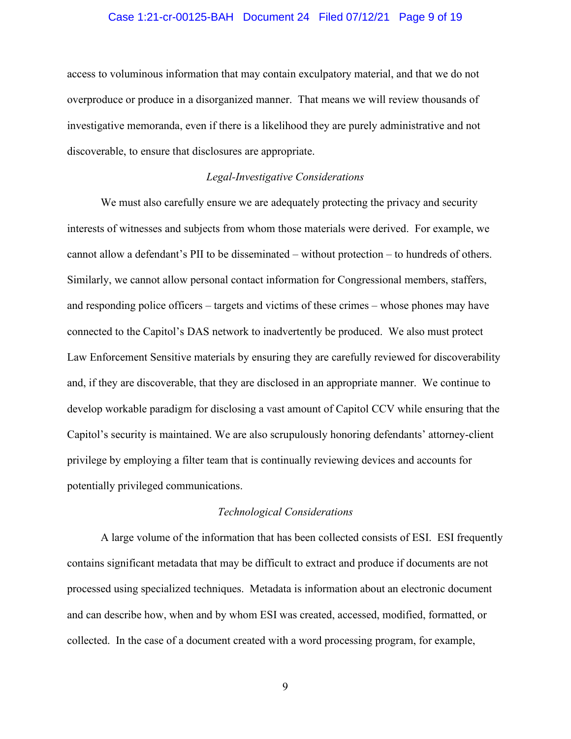access to voluminous information that may contain exculpatory material, and that we do not overproduce or produce in a disorganized manner. That means we will review thousands of investigative memoranda, even if there is a likelihood they are purely administrative and not discoverable, to ensure that disclosures are appropriate.

*Legal-Investigative Considerations*

We must also carefully ensure we are adequately protecting the privacy and security interests of witnesses and subjects from whom those materials were derived. For example, we cannot allow a defendant's PII to be disseminated – without protection – to hundreds of others. Similarly, we cannot allow personal contact information for Congressional members, staffers, and responding police officers – targets and victims of these crimes – whose phones may have connected to the Capitol's DAS network to inadvertently be produced. We also must protect Law Enforcement Sensitive materials by ensuring they are carefully reviewed for discoverability and, if they are discoverable, that they are disclosed in an appropriate manner. We continue to develop workable paradigm for disclosing a vast amount of Capitol CCV while ensuring that the Capitol's security is maintained. We are also scrupulously honoring defendants' attorney-client privilege by employing a filter team that is continually reviewing devices and accounts for potentially privileged communications.

*Technological Considerations*

A large volume of the information that has been collected consists of ESI. ESI frequently contains significant metadata that may be difficult to extract and produce if documents are not processed using specialized techniques. Metadata is information about an electronic document and can describe how, when and by whom ESI was created, accessed, modified, formatted, or collected. In the case of a document created with a word processing program, for example,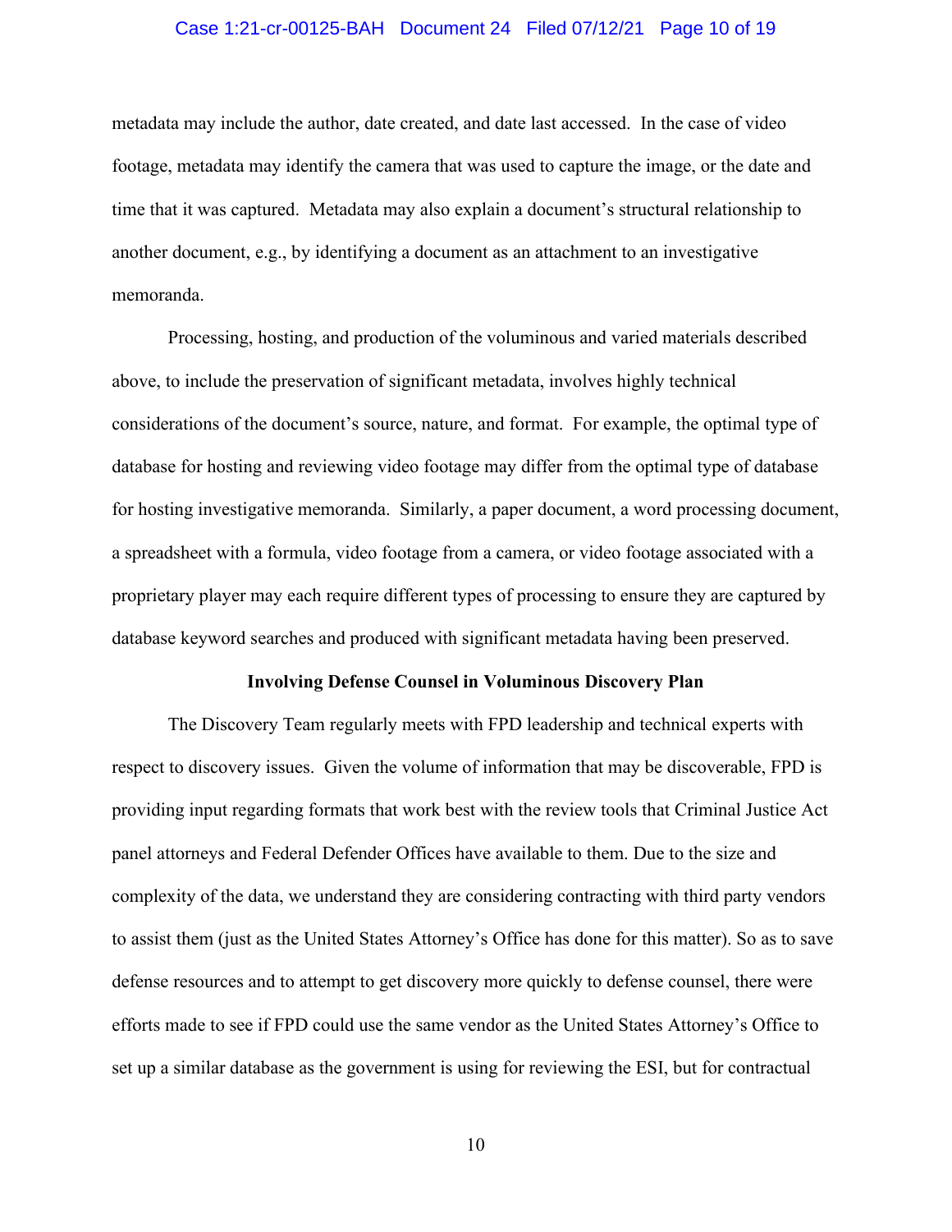metadata may include the author, date created, and date last accessed. In the case of video footage, metadata may identify the camera that was used to capture the image, or the date and time that it was captured. Metadata may also explain a document's structural relationship to another document, e.g., by identifying a document as an attachment to an investigative memoranda.

Processing, hosting, and production of the voluminous and varied materials described above, to include the preservation of significant metadata, involves highly technical considerations of the document's source, nature, and format. For example, the optimal type of database for hosting and reviewing video footage may differ from the optimal type of database for hosting investigative memoranda. Similarly, a paper document, a word processing document, a spreadsheet with a formula, video footage from a camera, or video footage associated with a proprietary player may each require different types of processing to ensure they are captured by database keyword searches and produced with significant metadata having been preserved.

**Involving Defense Counsel in Voluminous Discovery Plan**

The Discovery Team regularly meets with FPD leadership and technical experts with respect to discovery issues. Given the volume of information that may be discoverable, FPD is providing input regarding formats that work best with the review tools that Criminal Justice Act panel attorneys and Federal Defender Offices have available to them. Due to the size and complexity of the data, we understand they are considering contracting with third party vendors to assist them (just as the United States Attorney's Office has done for this matter). So as to save defense resources and to attempt to get discovery more quickly to defense counsel, there were efforts made to see if FPD could use the same vendor as the United States Attorney's Office to set up a similar database as the government is using for reviewing the ESI, but for contractual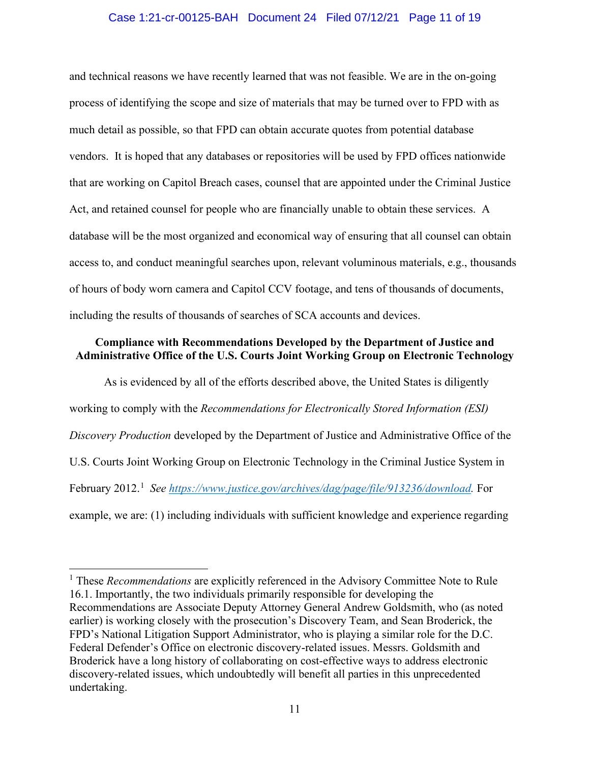and technical reasons we have recently learned that was not feasible. We are in the on-going process of identifying the scope and size of materials that may be turned over to FPD with as much detail as possible, so that FPD can obtain accurate quotes from potential database vendors. It is hoped that any databases or repositories will be used by FPD offices nationwide that are working on Capitol Breach cases, counsel that are appointed under the Criminal Justice Act, and retained counsel for people who are financially unable to obtain these services. A database will be the most organized and economical way of ensuring that all counsel can obtain access to, and conduct meaningful searches upon, relevant voluminous materials, e.g., thousands of hours of body worn camera and Capitol CCV footage, and tens of thousands of documents, including the results of thousands of searches of SCA accounts and devices.

**Compliance with Recommendations Developed by the Department of Justice and Administrative Office of the U.S. Courts Joint Working Group on Electronic Technology**

As is evidenced by all of the efforts described above, the United States is diligently working to comply with the *Recommendations for Electronically Stored Information (ESI) Discovery Production* developed by the Department of Justice and Administrative Office of the U.S. Courts Joint Working Group on Electronic Technology in the Criminal Justice System in February 2012.[1] *See* https://www.justice.gov/archives/dag/page/file/913236/download. For example, we are: (1) including individuals with sufficient knowledge and experience regarding

[1] These *Recommendations* are explicitly referenced in the Advisory Committee Note to Rule 16.1. Importantly, the two individuals primarily responsible for developing the Recommendations are Associate Deputy Attorney General Andrew Goldsmith, who (as noted earlier) is working closely with the prosecution's Discovery Team, and Sean Broderick, the FPD's National Litigation Support Administrator, who is playing a similar role for the D.C. Federal Defender's Office on electronic discovery-related issues. Messrs. Goldsmith and Broderick have a long history of collaborating on cost-effective ways to address electronic discovery-related issues, which undoubtedly will benefit all parties in this unprecedented undertaking.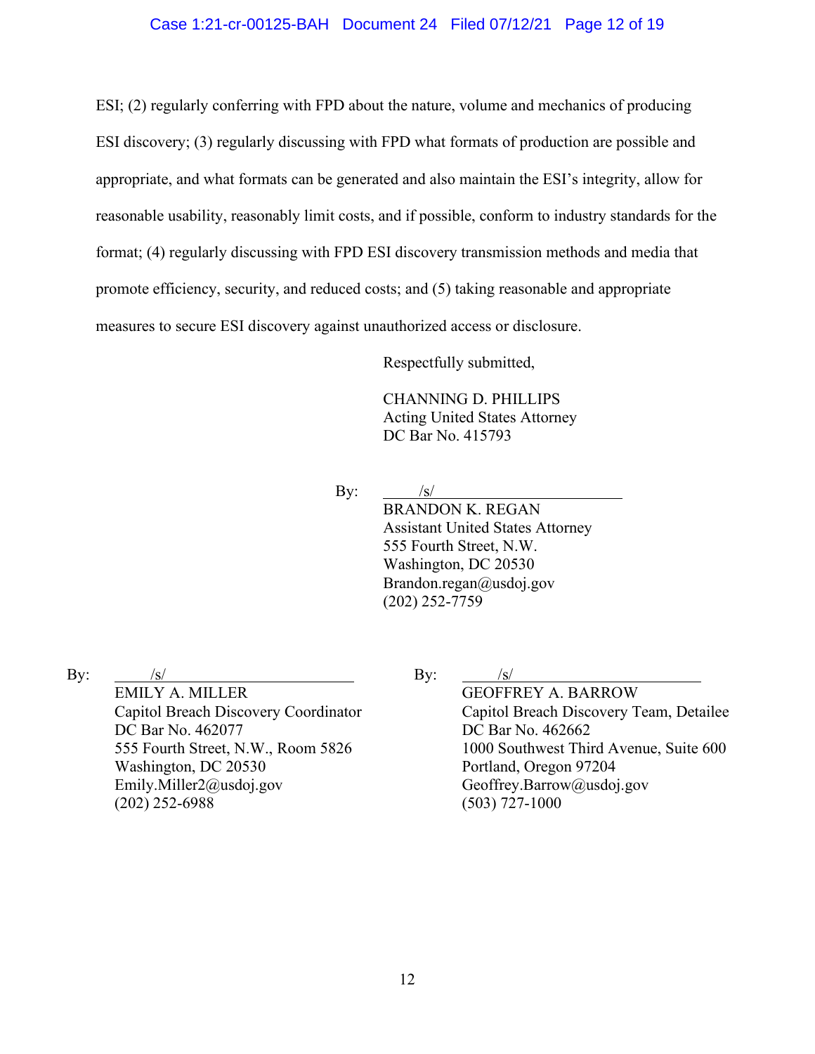ESI; (2) regularly conferring with FPD about the nature, volume and mechanics of producing ESI discovery; (3) regularly discussing with FPD what formats of production are possible and appropriate, and what formats can be generated and also maintain the ESI's integrity, allow for reasonable usability, reasonably limit costs, and if possible, conform to industry standards for the format; (4) regularly discussing with FPD ESI discovery transmission methods and media that promote efficiency, security, and reduced costs; and (5) taking reasonable and appropriate measures to secure ESI discovery against unauthorized access or disclosure.

Respectfully submitted,

CHANNING D. PHILLIPS
Acting United States Attorney
DC Bar No. 415793

By: /s/
BRANDON K. REGAN
Assistant United States Attorney
555 Fourth Street, N.W.
Washington, DC 20530
Brandon.regan@usdoj.gov
(202) 252-7759

By: /s/
EMILY A. MILLER
Capitol Breach Discovery Coordinator
DC Bar No. 462077
555 Fourth Street, N.W., Room 5826
Washington, DC 20530
Emily.Miller2@usdoj.gov
(202) 252-6988

By: /s/
GEOFFREY A. BARROW
Capitol Breach Discovery Team, Detailee
DC Bar No. 462662
1000 Southwest Third Avenue, Suite 600
Portland, Oregon 97204
Geoffrey.Barrow@usdoj.gov
(503) 727-1000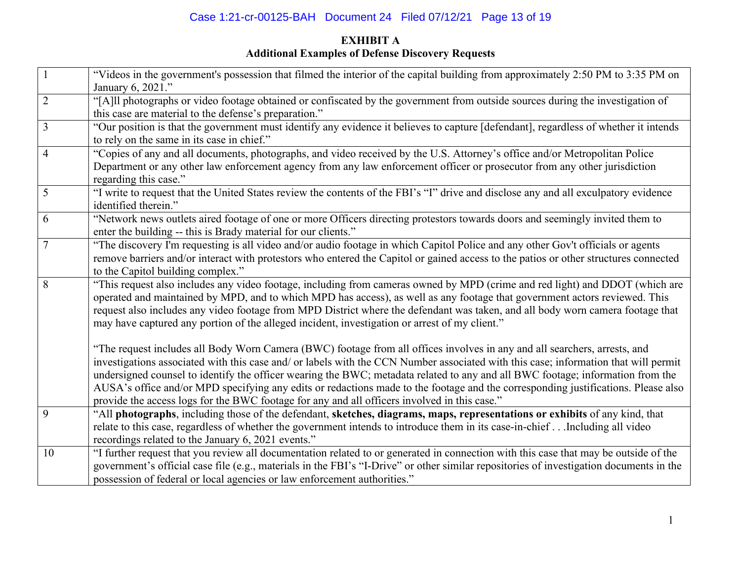**EXHIBIT A**
**Additional Examples of Defense Discovery Requests**

| | |
|---|---|
| 1 | "Videos in the government's possession that filmed the interior of the capital building from approximately 2:50 PM to 3:35 PM on January 6, 2021." |
| 2 | "[A]ll photographs or video footage obtained or confiscated by the government from outside sources during the investigation of this case are material to the defense's preparation." |
| 3 | "Our position is that the government must identify any evidence it believes to capture [defendant], regardless of whether it intends to rely on the same in its case in chief." |
| 4 | "Copies of any and all documents, photographs, and video received by the U.S. Attorney's office and/or Metropolitan Police Department or any other law enforcement agency from any law enforcement officer or prosecutor from any other jurisdiction regarding this case." |
| 5 | "I write to request that the United States review the contents of the FBI's "I" drive and disclose any and all exculpatory evidence identified therein." |
| 6 | "Network news outlets aired footage of one or more Officers directing protestors towards doors and seemingly invited them to enter the building -- this is Brady material for our clients." |
| 7 | "The discovery I'm requesting is all video and/or audio footage in which Capitol Police and any other Gov't officials or agents remove barriers and/or interact with protestors who entered the Capitol or gained access to the patios or other structures connected to the Capitol building complex." |
| 8 | "This request also includes any video footage, including from cameras owned by MPD (crime and red light) and DDOT (which are operated and maintained by MPD, and to which MPD has access), as well as any footage that government actors reviewed. This request also includes any video footage from MPD District where the defendant was taken, and all body worn camera footage that may have captured any portion of the alleged incident, investigation or arrest of my client."<br><br>"The request includes all Body Worn Camera (BWC) footage from all offices involves in any and all searchers, arrests, and investigations associated with this case and/ or labels with the CCN Number associated with this case; information that will permit undersigned counsel to identify the officer wearing the BWC; metadata related to any and all BWC footage; information from the AUSA's office and/or MPD specifying any edits or redactions made to the footage and the corresponding justifications. Please also provide the access logs for the BWC footage for any and all officers involved in this case." |
| 9 | "All **photographs**, including those of the defendant, **sketches, diagrams, maps, representations or exhibits** of any kind, that relate to this case, regardless of whether the government intends to introduce them in its case-in-chief . . .Including all video recordings related to the January 6, 2021 events." |
| 10 | "I further request that you review all documentation related to or generated in connection with this case that may be outside of the government's official case file (e.g., materials in the FBI's "I-Drive" or other similar repositories of investigation documents in the possession of federal or local agencies or law enforcement authorities." |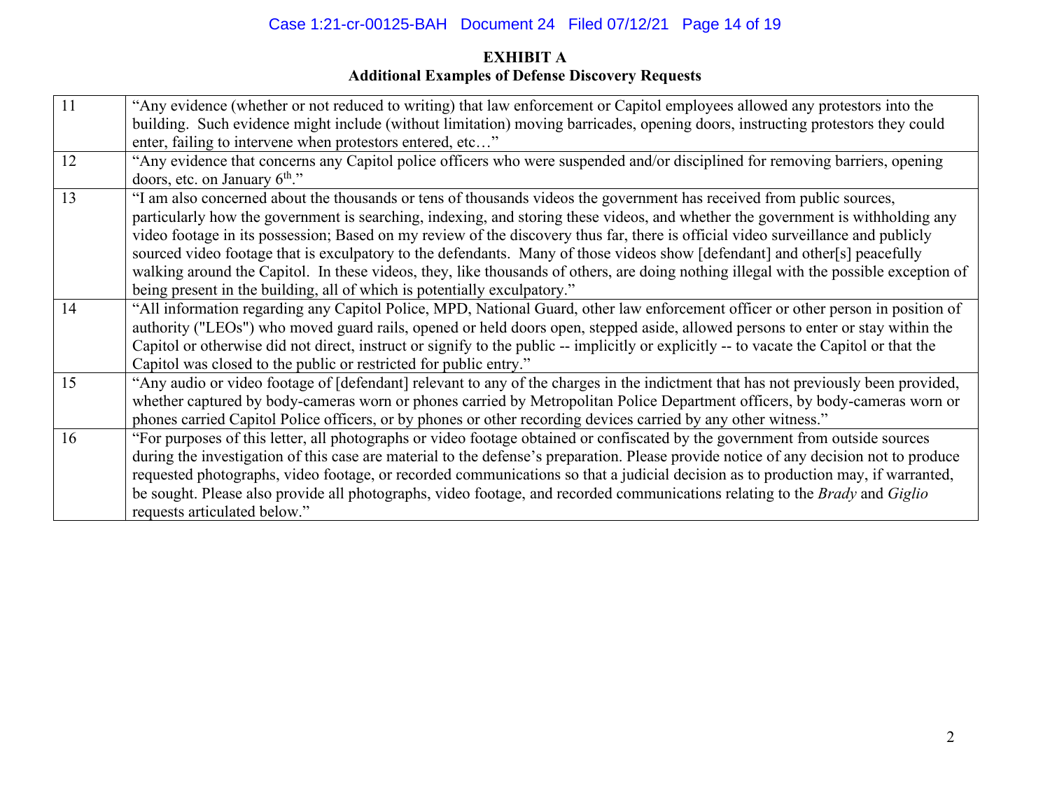**EXHIBIT A**
**Additional Examples of Defense Discovery Requests**

| | |
|---|---|
| 11 | "Any evidence (whether or not reduced to writing) that law enforcement or Capitol employees allowed any protestors into the building. Such evidence might include (without limitation) moving barricades, opening doors, instructing protestors they could enter, failing to intervene when protestors entered, etc…" |
| 12 | "Any evidence that concerns any Capitol police officers who were suspended and/or disciplined for removing barriers, opening doors, etc. on January 6th." |
| 13 | "I am also concerned about the thousands or tens of thousands videos the government has received from public sources, particularly how the government is searching, indexing, and storing these videos, and whether the government is withholding any video footage in its possession; Based on my review of the discovery thus far, there is official video surveillance and publicly sourced video footage that is exculpatory to the defendants. Many of those videos show [defendant] and other[s] peacefully walking around the Capitol. In these videos, they, like thousands of others, are doing nothing illegal with the possible exception of being present in the building, all of which is potentially exculpatory." |
| 14 | "All information regarding any Capitol Police, MPD, National Guard, other law enforcement officer or other person in position of authority ("LEOs") who moved guard rails, opened or held doors open, stepped aside, allowed persons to enter or stay within the Capitol or otherwise did not direct, instruct or signify to the public -- implicitly or explicitly -- to vacate the Capitol or that the Capitol was closed to the public or restricted for public entry." |
| 15 | "Any audio or video footage of [defendant] relevant to any of the charges in the indictment that has not previously been provided, whether captured by body-cameras worn or phones carried by Metropolitan Police Department officers, by body-cameras worn or phones carried Capitol Police officers, or by phones or other recording devices carried by any other witness." |
| 16 | "For purposes of this letter, all photographs or video footage obtained or confiscated by the government from outside sources during the investigation of this case are material to the defense's preparation. Please provide notice of any decision not to produce requested photographs, video footage, or recorded communications so that a judicial decision as to production may, if warranted, be sought. Please also provide all photographs, video footage, and recorded communications relating to the *Brady* and *Giglio* requests articulated below." |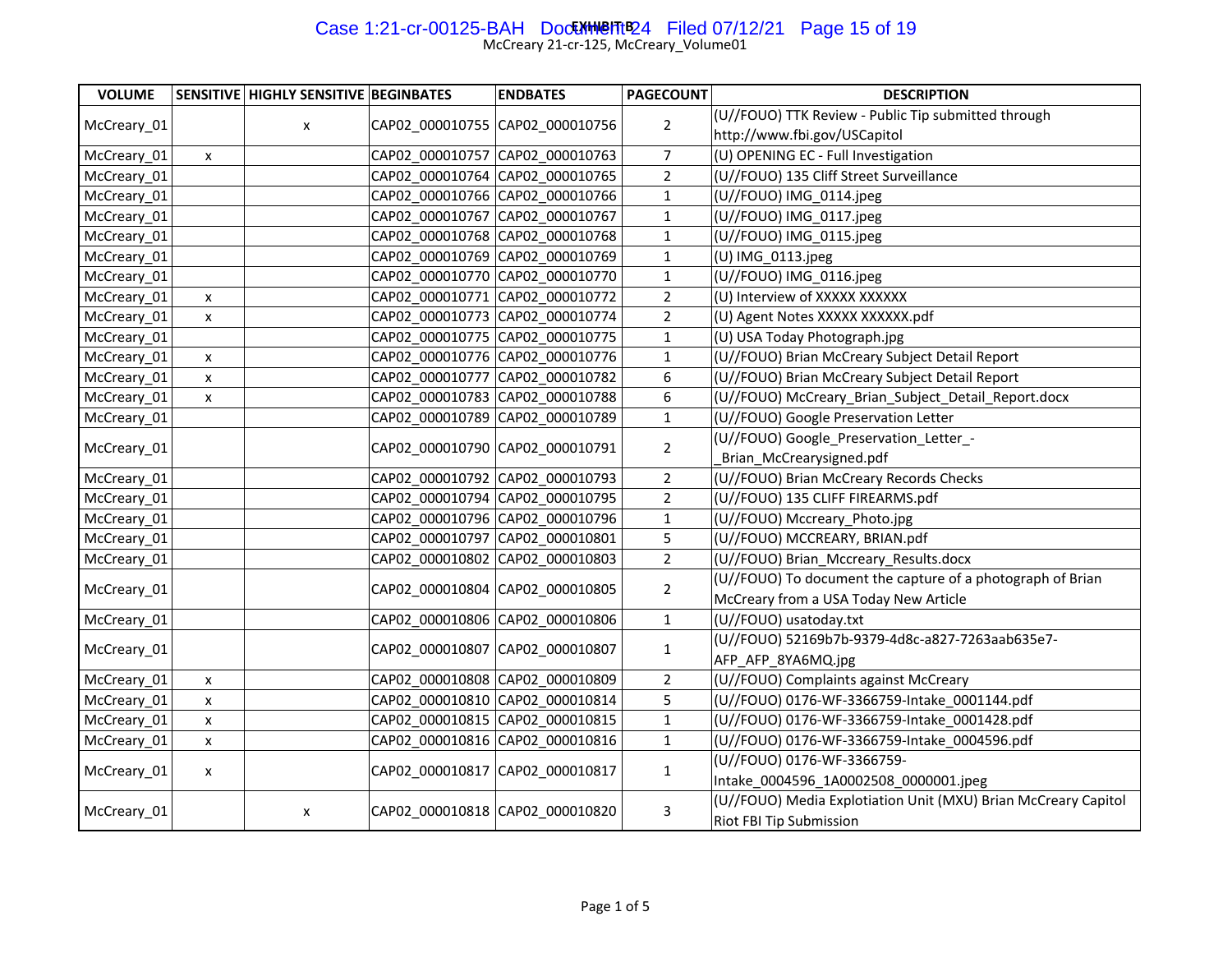McCreary 21-cr-125, McCreary_Volume01

| VOLUME | SENSITIVE | HIGHLY SENSITIVE | BEGINBATES | ENDBATES | PAGECOUNT | DESCRIPTION |
|---|---|---|---|---|---|---|
| McCreary_01 | | x | CAP02_000010755 | CAP02_000010756 | 2 | (U//FOUO) TTK Review - Public Tip submitted through http://www.fbi.gov/USCapitol |
| McCreary_01 | x | | CAP02_000010757 | CAP02_000010763 | 7 | (U) OPENING EC - Full Investigation |
| McCreary_01 | | | CAP02_000010764 | CAP02_000010765 | 2 | (U//FOUO) 135 Cliff Street Surveillance |
| McCreary_01 | | | CAP02_000010766 | CAP02_000010766 | 1 | (U//FOUO) IMG_0114.jpeg |
| McCreary_01 | | | CAP02_000010767 | CAP02_000010767 | 1 | (U//FOUO) IMG_0117.jpeg |
| McCreary_01 | | | CAP02_000010768 | CAP02_000010768 | 1 | (U//FOUO) IMG_0115.jpeg |
| McCreary_01 | | | CAP02_000010769 | CAP02_000010769 | 1 | (U) IMG_0113.jpeg |
| McCreary_01 | | | CAP02_000010770 | CAP02_000010770 | 1 | (U//FOUO) IMG_0116.jpeg |
| McCreary_01 | x | | CAP02_000010771 | CAP02_000010772 | 2 | (U) Interview of XXXXX XXXXXX |
| McCreary_01 | x | | CAP02_000010773 | CAP02_000010774 | 2 | (U) Agent Notes XXXXX XXXXXX.pdf |
| McCreary_01 | | | CAP02_000010775 | CAP02_000010775 | 1 | (U) USA Today Photograph.jpg |
| McCreary_01 | x | | CAP02_000010776 | CAP02_000010776 | 1 | (U//FOUO) Brian McCreary Subject Detail Report |
| McCreary_01 | x | | CAP02_000010777 | CAP02_000010782 | 6 | (U//FOUO) Brian McCreary Subject Detail Report |
| McCreary_01 | x | | CAP02_000010783 | CAP02_000010788 | 6 | (U//FOUO) McCreary_Brian_Subject_Detail_Report.docx |
| McCreary_01 | | | CAP02_000010789 | CAP02_000010789 | 1 | (U//FOUO) Google Preservation Letter |
| McCreary_01 | | | CAP02_000010790 | CAP02_000010791 | 2 | (U//FOUO) Google_Preservation_Letter_-_Brian_McCrearysigned.pdf |
| McCreary_01 | | | CAP02_000010792 | CAP02_000010793 | 2 | (U//FOUO) Brian McCreary Records Checks |
| McCreary_01 | | | CAP02_000010794 | CAP02_000010795 | 2 | (U//FOUO) 135 CLIFF FIREARMS.pdf |
| McCreary_01 | | | CAP02_000010796 | CAP02_000010796 | 1 | (U//FOUO) Mccreary_Photo.jpg |
| McCreary_01 | | | CAP02_000010797 | CAP02_000010801 | 5 | (U//FOUO) MCCREARY, BRIAN.pdf |
| McCreary_01 | | | CAP02_000010802 | CAP02_000010803 | 2 | (U//FOUO) Brian_Mccreary_Results.docx |
| McCreary_01 | | | CAP02_000010804 | CAP02_000010805 | 2 | (U//FOUO) To document the capture of a photograph of Brian McCreary from a USA Today New Article |
| McCreary_01 | | | CAP02_000010806 | CAP02_000010806 | 1 | (U//FOUO) usatoday.txt |
| McCreary_01 | | | CAP02_000010807 | CAP02_000010807 | 1 | (U//FOUO) 52169b7b-9379-4d8c-a827-7263aab635e7-AFP_AFP_8YA6MQ.jpg |
| McCreary_01 | x | | CAP02_000010808 | CAP02_000010809 | 2 | (U//FOUO) Complaints against McCreary |
| McCreary_01 | x | | CAP02_000010810 | CAP02_000010814 | 5 | (U//FOUO) 0176-WF-3366759-Intake_0001144.pdf |
| McCreary_01 | x | | CAP02_000010815 | CAP02_000010815 | 1 | (U//FOUO) 0176-WF-3366759-Intake_0001428.pdf |
| McCreary_01 | x | | CAP02_000010816 | CAP02_000010816 | 1 | (U//FOUO) 0176-WF-3366759-Intake_0004596.pdf |
| McCreary_01 | x | | CAP02_000010817 | CAP02_000010817 | 1 | (U//FOUO) 0176-WF-3366759-Intake_0004596_1A0002508_0000001.jpeg |
| McCreary_01 | | x | CAP02_000010818 | CAP02_000010820 | 3 | (U//FOUO) Media Explotiation Unit (MXU) Brian McCreary Capitol Riot FBI Tip Submission |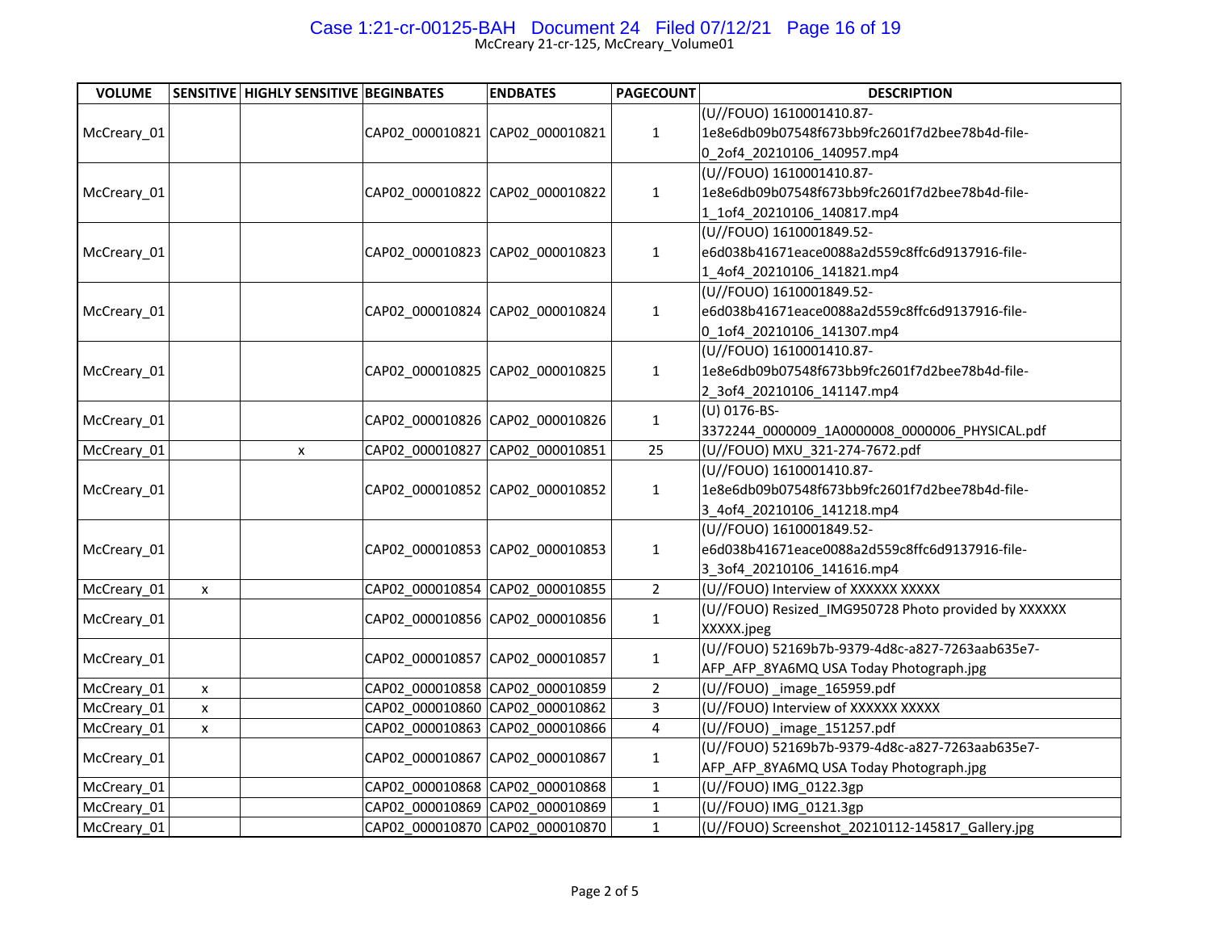| VOLUME | SENSITIVE | HIGHLY SENSITIVE | BEGINBATES | ENDBATES | PAGECOUNT | DESCRIPTION |
|---|---|---|---|---|---|---|
| McCreary_01 | | | CAP02_000010821 | CAP02_000010821 | 1 | (U//FOUO) 1610001410.87-1e8e6db09b07548f673bb9fc2601f7d2bee78b4d-file-0_2of4_20210106_140957.mp4 |
| McCreary_01 | | | CAP02_000010822 | CAP02_000010822 | 1 | (U//FOUO) 1610001410.87-1e8e6db09b07548f673bb9fc2601f7d2bee78b4d-file-1_1of4_20210106_140817.mp4 |
| McCreary_01 | | | CAP02_000010823 | CAP02_000010823 | 1 | (U//FOUO) 1610001849.52-e6d038b41671eace0088a2d559c8ffc6d9137916-file-1_4of4_20210106_141821.mp4 |
| McCreary_01 | | | CAP02_000010824 | CAP02_000010824 | 1 | (U//FOUO) 1610001849.52-e6d038b41671eace0088a2d559c8ffc6d9137916-file-0_1of4_20210106_141307.mp4 |
| McCreary_01 | | | CAP02_000010825 | CAP02_000010825 | 1 | (U//FOUO) 1610001410.87-1e8e6db09b07548f673bb9fc2601f7d2bee78b4d-file-2_3of4_20210106_141147.mp4 |
| McCreary_01 | | | CAP02_000010826 | CAP02_000010826 | 1 | (U) 0176-BS-3372244_0000009_1A0000008_0000006_PHYSICAL.pdf |
| McCreary_01 | | x | CAP02_000010827 | CAP02_000010851 | 25 | (U//FOUO) MXU_321-274-7672.pdf |
| McCreary_01 | | | CAP02_000010852 | CAP02_000010852 | 1 | (U//FOUO) 1610001410.87-1e8e6db09b07548f673bb9fc2601f7d2bee78b4d-file-3_4of4_20210106_141218.mp4 |
| McCreary_01 | | | CAP02_000010853 | CAP02_000010853 | 1 | (U//FOUO) 1610001849.52-e6d038b41671eace0088a2d559c8ffc6d9137916-file-3_3of4_20210106_141616.mp4 |
| McCreary_01 | x | | CAP02_000010854 | CAP02_000010855 | 2 | (U//FOUO) Interview of XXXXXX XXXXX |
| McCreary_01 | | | CAP02_000010856 | CAP02_000010856 | 1 | (U//FOUO) Resized_IMG950728 Photo provided by XXXXXX XXXXX.jpeg |
| McCreary_01 | | | CAP02_000010857 | CAP02_000010857 | 1 | (U//FOUO) 52169b7b-9379-4d8c-a827-7263aab635e7-AFP_AFP_8YA6MQ USA Today Photograph.jpg |
| McCreary_01 | x | | CAP02_000010858 | CAP02_000010859 | 2 | (U//FOUO) _image_165959.pdf |
| McCreary_01 | x | | CAP02_000010860 | CAP02_000010862 | 3 | (U//FOUO) Interview of XXXXXX XXXXX |
| McCreary_01 | x | | CAP02_000010863 | CAP02_000010866 | 4 | (U//FOUO) _image_151257.pdf |
| McCreary_01 | | | CAP02_000010867 | CAP02_000010867 | 1 | (U//FOUO) 52169b7b-9379-4d8c-a827-7263aab635e7-AFP_AFP_8YA6MQ USA Today Photograph.jpg |
| McCreary_01 | | | CAP02_000010868 | CAP02_000010868 | 1 | (U//FOUO) IMG_0122.3gp |
| McCreary_01 | | | CAP02_000010869 | CAP02_000010869 | 1 | (U//FOUO) IMG_0121.3gp |
| McCreary_01 | | | CAP02_000010870 | CAP02_000010870 | 1 | (U//FOUO) Screenshot_20210112-145817_Gallery.jpg |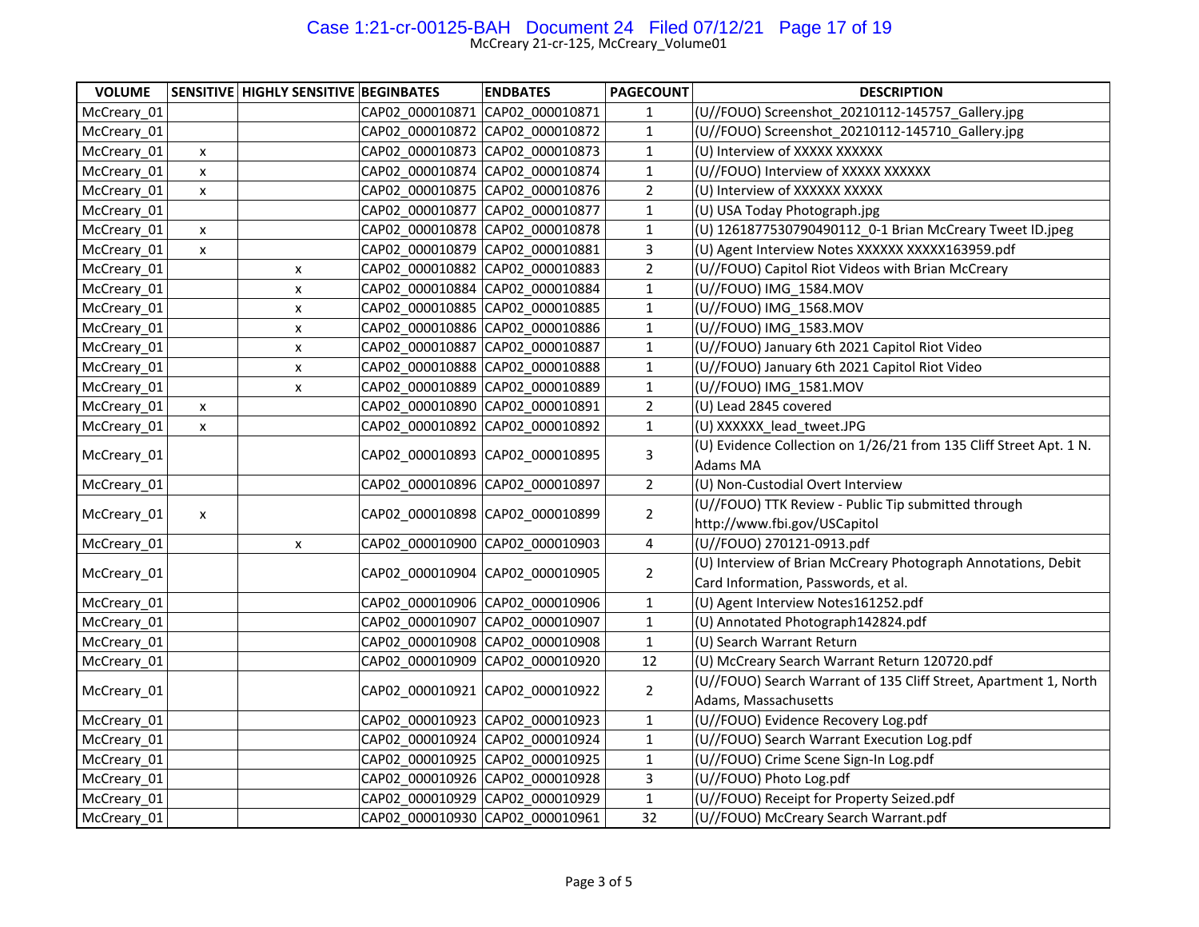McCreary 21-cr-125, McCreary_Volume01

| VOLUME | SENSITIVE | HIGHLY SENSITIVE | BEGINBATES | ENDBATES | PAGECOUNT | DESCRIPTION |
|---|---|---|---|---|---|---|
| McCreary_01 | | | CAP02_000010871 | CAP02_000010871 | 1 | (U//FOUO) Screenshot_20210112-145757_Gallery.jpg |
| McCreary_01 | | | CAP02_000010872 | CAP02_000010872 | 1 | (U//FOUO) Screenshot_20210112-145710_Gallery.jpg |
| McCreary_01 | x | | CAP02_000010873 | CAP02_000010873 | 1 | (U) Interview of XXXXX XXXXXX |
| McCreary_01 | x | | CAP02_000010874 | CAP02_000010874 | 1 | (U//FOUO) Interview of XXXXX XXXXXX |
| McCreary_01 | x | | CAP02_000010875 | CAP02_000010876 | 2 | (U) Interview of XXXXXX XXXXX |
| McCreary_01 | | | CAP02_000010877 | CAP02_000010877 | 1 | (U) USA Today Photograph.jpg |
| McCreary_01 | x | | CAP02_000010878 | CAP02_000010878 | 1 | (U) 1261877530790490112_0-1 Brian McCreary Tweet ID.jpeg |
| McCreary_01 | x | | CAP02_000010879 | CAP02_000010881 | 3 | (U) Agent Interview Notes XXXXXX XXXXX163959.pdf |
| McCreary_01 | | x | CAP02_000010882 | CAP02_000010883 | 2 | (U//FOUO) Capitol Riot Videos with Brian McCreary |
| McCreary_01 | | x | CAP02_000010884 | CAP02_000010884 | 1 | (U//FOUO) IMG_1584.MOV |
| McCreary_01 | | x | CAP02_000010885 | CAP02_000010885 | 1 | (U//FOUO) IMG_1568.MOV |
| McCreary_01 | | x | CAP02_000010886 | CAP02_000010886 | 1 | (U//FOUO) IMG_1583.MOV |
| McCreary_01 | | x | CAP02_000010887 | CAP02_000010887 | 1 | (U//FOUO) January 6th 2021 Capitol Riot Video |
| McCreary_01 | | x | CAP02_000010888 | CAP02_000010888 | 1 | (U//FOUO) January 6th 2021 Capitol Riot Video |
| McCreary_01 | | x | CAP02_000010889 | CAP02_000010889 | 1 | (U//FOUO) IMG_1581.MOV |
| McCreary_01 | x | | CAP02_000010890 | CAP02_000010891 | 2 | (U) Lead 2845 covered |
| McCreary_01 | x | | CAP02_000010892 | CAP02_000010892 | 1 | (U) XXXXXX_lead_tweet.JPG |
| McCreary_01 | | | CAP02_000010893 | CAP02_000010895 | 3 | (U) Evidence Collection on 1/26/21 from 135 Cliff Street Apt. 1 N. Adams MA |
| McCreary_01 | | | CAP02_000010896 | CAP02_000010897 | 2 | (U) Non-Custodial Overt Interview |
| McCreary_01 | x | | CAP02_000010898 | CAP02_000010899 | 2 | (U//FOUO) TTK Review - Public Tip submitted through http://www.fbi.gov/USCapitol |
| McCreary_01 | | x | CAP02_000010900 | CAP02_000010903 | 4 | (U//FOUO) 270121-0913.pdf |
| McCreary_01 | | | CAP02_000010904 | CAP02_000010905 | 2 | (U) Interview of Brian McCreary Photograph Annotations, Debit Card Information, Passwords, et al. |
| McCreary_01 | | | CAP02_000010906 | CAP02_000010906 | 1 | (U) Agent Interview Notes161252.pdf |
| McCreary_01 | | | CAP02_000010907 | CAP02_000010907 | 1 | (U) Annotated Photograph142824.pdf |
| McCreary_01 | | | CAP02_000010908 | CAP02_000010908 | 1 | (U) Search Warrant Return |
| McCreary_01 | | | CAP02_000010909 | CAP02_000010920 | 12 | (U) McCreary Search Warrant Return 120720.pdf |
| McCreary_01 | | | CAP02_000010921 | CAP02_000010922 | 2 | (U//FOUO) Search Warrant of 135 Cliff Street, Apartment 1, North Adams, Massachusetts |
| McCreary_01 | | | CAP02_000010923 | CAP02_000010923 | 1 | (U//FOUO) Evidence Recovery Log.pdf |
| McCreary_01 | | | CAP02_000010924 | CAP02_000010924 | 1 | (U//FOUO) Search Warrant Execution Log.pdf |
| McCreary_01 | | | CAP02_000010925 | CAP02_000010925 | 1 | (U//FOUO) Crime Scene Sign-In Log.pdf |
| McCreary_01 | | | CAP02_000010926 | CAP02_000010928 | 3 | (U//FOUO) Photo Log.pdf |
| McCreary_01 | | | CAP02_000010929 | CAP02_000010929 | 1 | (U//FOUO) Receipt for Property Seized.pdf |
| McCreary_01 | | | CAP02_000010930 | CAP02_000010961 | 32 | (U//FOUO) McCreary Search Warrant.pdf |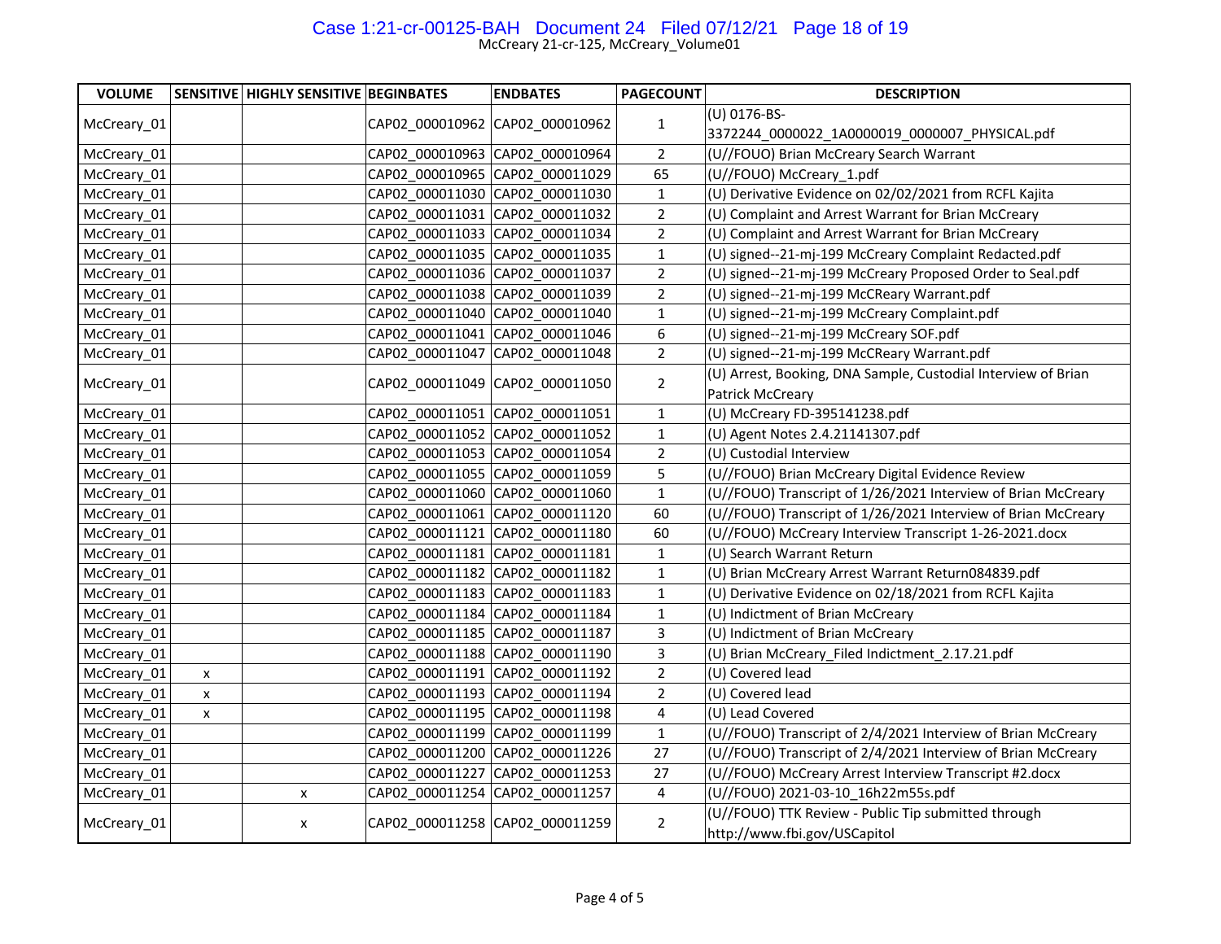| VOLUME | SENSITIVE | HIGHLY SENSITIVE | BEGINBATES | ENDBATES | PAGECOUNT | DESCRIPTION |
|---|---|---|---|---|---|---|
| McCreary_01 | | | CAP02_000010962 | CAP02_000010962 | 1 | (U) 0176-BS-3372244_0000022_1A0000019_0000007_PHYSICAL.pdf |
| McCreary_01 | | | CAP02_000010963 | CAP02_000010964 | 2 | (U//FOUO) Brian McCreary Search Warrant |
| McCreary_01 | | | CAP02_000010965 | CAP02_000011029 | 65 | (U//FOUO) McCreary_1.pdf |
| McCreary_01 | | | CAP02_000011030 | CAP02_000011030 | 1 | (U) Derivative Evidence on 02/02/2021 from RCFL Kajita |
| McCreary_01 | | | CAP02_000011031 | CAP02_000011032 | 2 | (U) Complaint and Arrest Warrant for Brian McCreary |
| McCreary_01 | | | CAP02_000011033 | CAP02_000011034 | 2 | (U) Complaint and Arrest Warrant for Brian McCreary |
| McCreary_01 | | | CAP02_000011035 | CAP02_000011035 | 1 | (U) signed--21-mj-199 McCreary Complaint Redacted.pdf |
| McCreary_01 | | | CAP02_000011036 | CAP02_000011037 | 2 | (U) signed--21-mj-199 McCreary Proposed Order to Seal.pdf |
| McCreary_01 | | | CAP02_000011038 | CAP02_000011039 | 2 | (U) signed--21-mj-199 McCReary Warrant.pdf |
| McCreary_01 | | | CAP02_000011040 | CAP02_000011040 | 1 | (U) signed--21-mj-199 McCreary Complaint.pdf |
| McCreary_01 | | | CAP02_000011041 | CAP02_000011046 | 6 | (U) signed--21-mj-199 McCreary SOF.pdf |
| McCreary_01 | | | CAP02_000011047 | CAP02_000011048 | 2 | (U) signed--21-mj-199 McCReary Warrant.pdf |
| McCreary_01 | | | CAP02_000011049 | CAP02_000011050 | 2 | (U) Arrest, Booking, DNA Sample, Custodial Interview of Brian Patrick McCreary |
| McCreary_01 | | | CAP02_000011051 | CAP02_000011051 | 1 | (U) McCreary FD-395141238.pdf |
| McCreary_01 | | | CAP02_000011052 | CAP02_000011052 | 1 | (U) Agent Notes 2.4.21141307.pdf |
| McCreary_01 | | | CAP02_000011053 | CAP02_000011054 | 2 | (U) Custodial Interview |
| McCreary_01 | | | CAP02_000011055 | CAP02_000011059 | 5 | (U//FOUO) Brian McCreary Digital Evidence Review |
| McCreary_01 | | | CAP02_000011060 | CAP02_000011060 | 1 | (U//FOUO) Transcript of 1/26/2021 Interview of Brian McCreary |
| McCreary_01 | | | CAP02_000011061 | CAP02_000011120 | 60 | (U//FOUO) Transcript of 1/26/2021 Interview of Brian McCreary |
| McCreary_01 | | | CAP02_000011121 | CAP02_000011180 | 60 | (U//FOUO) McCreary Interview Transcript 1-26-2021.docx |
| McCreary_01 | | | CAP02_000011181 | CAP02_000011181 | 1 | (U) Search Warrant Return |
| McCreary_01 | | | CAP02_000011182 | CAP02_000011182 | 1 | (U) Brian McCreary Arrest Warrant Return084839.pdf |
| McCreary_01 | | | CAP02_000011183 | CAP02_000011183 | 1 | (U) Derivative Evidence on 02/18/2021 from RCFL Kajita |
| McCreary_01 | | | CAP02_000011184 | CAP02_000011184 | 1 | (U) Indictment of Brian McCreary |
| McCreary_01 | | | CAP02_000011185 | CAP02_000011187 | 3 | (U) Indictment of Brian McCreary |
| McCreary_01 | | | CAP02_000011188 | CAP02_000011190 | 3 | (U) Brian McCreary_Filed Indictment_2.17.21.pdf |
| McCreary_01 | x | | CAP02_000011191 | CAP02_000011192 | 2 | (U) Covered lead |
| McCreary_01 | x | | CAP02_000011193 | CAP02_000011194 | 2 | (U) Covered lead |
| McCreary_01 | x | | CAP02_000011195 | CAP02_000011198 | 4 | (U) Lead Covered |
| McCreary_01 | | | CAP02_000011199 | CAP02_000011199 | 1 | (U//FOUO) Transcript of 2/4/2021 Interview of Brian McCreary |
| McCreary_01 | | | CAP02_000011200 | CAP02_000011226 | 27 | (U//FOUO) Transcript of 2/4/2021 Interview of Brian McCreary |
| McCreary_01 | | | CAP02_000011227 | CAP02_000011253 | 27 | (U//FOUO) McCreary Arrest Interview Transcript #2.docx |
| McCreary_01 | | x | CAP02_000011254 | CAP02_000011257 | 4 | (U//FOUO) 2021-03-10_16h22m55s.pdf |
| McCreary_01 | | x | CAP02_000011258 | CAP02_000011259 | 2 | (U//FOUO) TTK Review - Public Tip submitted through http://www.fbi.gov/USCapitol |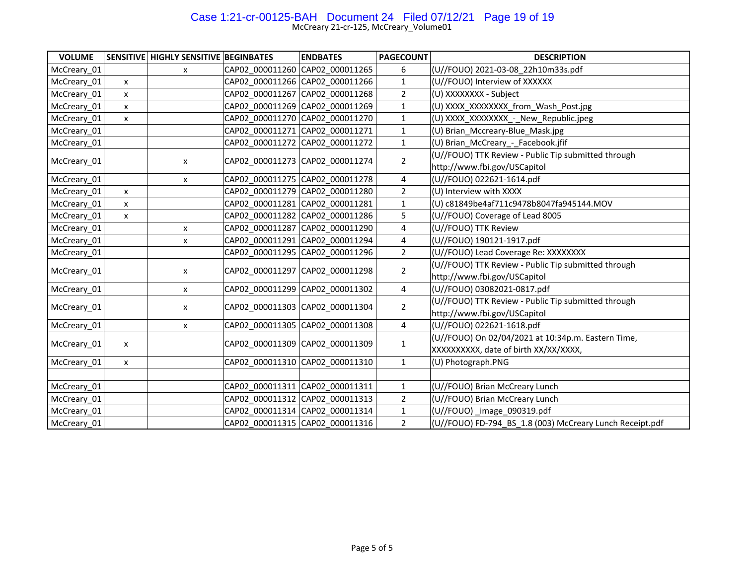McCreary 21-cr-125, McCreary_Volume01

| VOLUME | SENSITIVE | HIGHLY SENSITIVE | BEGINBATES | ENDBATES | PAGECOUNT | DESCRIPTION |
|---|---|---|---|---|---|---|
| McCreary_01 | | x | CAP02_000011260 | CAP02_000011265 | 6 | (U//FOUO) 2021-03-08_22h10m33s.pdf |
| McCreary_01 | x | | CAP02_000011266 | CAP02_000011266 | 1 | (U//FOUO) Interview of XXXXXX |
| McCreary_01 | x | | CAP02_000011267 | CAP02_000011268 | 2 | (U) XXXXXXXX - Subject |
| McCreary_01 | x | | CAP02_000011269 | CAP02_000011269 | 1 | (U) XXXX_XXXXXXXX_from_Wash_Post.jpg |
| McCreary_01 | x | | CAP02_000011270 | CAP02_000011270 | 1 | (U) XXXX_XXXXXXXX_-_New_Republic.jpeg |
| McCreary_01 | | | CAP02_000011271 | CAP02_000011271 | 1 | (U) Brian_Mccreary-Blue_Mask.jpg |
| McCreary_01 | | | CAP02_000011272 | CAP02_000011272 | 1 | (U) Brian_McCreary_-_Facebook.jfif |
| McCreary_01 | | x | CAP02_000011273 | CAP02_000011274 | 2 | (U//FOUO) TTK Review - Public Tip submitted through http://www.fbi.gov/USCapitol |
| McCreary_01 | | x | CAP02_000011275 | CAP02_000011278 | 4 | (U//FOUO) 022621-1614.pdf |
| McCreary_01 | x | | CAP02_000011279 | CAP02_000011280 | 2 | (U) Interview with XXXX |
| McCreary_01 | x | | CAP02_000011281 | CAP02_000011281 | 1 | (U) c81849be4af711c9478b8047fa945144.MOV |
| McCreary_01 | x | | CAP02_000011282 | CAP02_000011286 | 5 | (U//FOUO) Coverage of Lead 8005 |
| McCreary_01 | | x | CAP02_000011287 | CAP02_000011290 | 4 | (U//FOUO) TTK Review |
| McCreary_01 | | x | CAP02_000011291 | CAP02_000011294 | 4 | (U//FOUO) 190121-1917.pdf |
| McCreary_01 | | | CAP02_000011295 | CAP02_000011296 | 2 | (U//FOUO) Lead Coverage Re: XXXXXXXX |
| McCreary_01 | | x | CAP02_000011297 | CAP02_000011298 | 2 | (U//FOUO) TTK Review - Public Tip submitted through http://www.fbi.gov/USCapitol |
| McCreary_01 | | x | CAP02_000011299 | CAP02_000011302 | 4 | (U//FOUO) 03082021-0817.pdf |
| McCreary_01 | | x | CAP02_000011303 | CAP02_000011304 | 2 | (U//FOUO) TTK Review - Public Tip submitted through http://www.fbi.gov/USCapitol |
| McCreary_01 | | x | CAP02_000011305 | CAP02_000011308 | 4 | (U//FOUO) 022621-1618.pdf |
| McCreary_01 | x | | CAP02_000011309 | CAP02_000011309 | 1 | (U//FOUO) On 02/04/2021 at 10:34p.m. Eastern Time, XXXXXXXXXX, date of birth XX/XX/XXXX, |
| McCreary_01 | x | | CAP02_000011310 | CAP02_000011310 | 1 | (U) Photograph.PNG |
| | | | | | | |
| McCreary_01 | | | CAP02_000011311 | CAP02_000011311 | 1 | (U//FOUO) Brian McCreary Lunch |
| McCreary_01 | | | CAP02_000011312 | CAP02_000011313 | 2 | (U//FOUO) Brian McCreary Lunch |
| McCreary_01 | | | CAP02_000011314 | CAP02_000011314 | 1 | (U//FOUO) _image_090319.pdf |
| McCreary_01 | | | CAP02_000011315 | CAP02_000011316 | 2 | (U//FOUO) FD-794_BS_1.8 (003) McCreary Lunch Receipt.pdf |